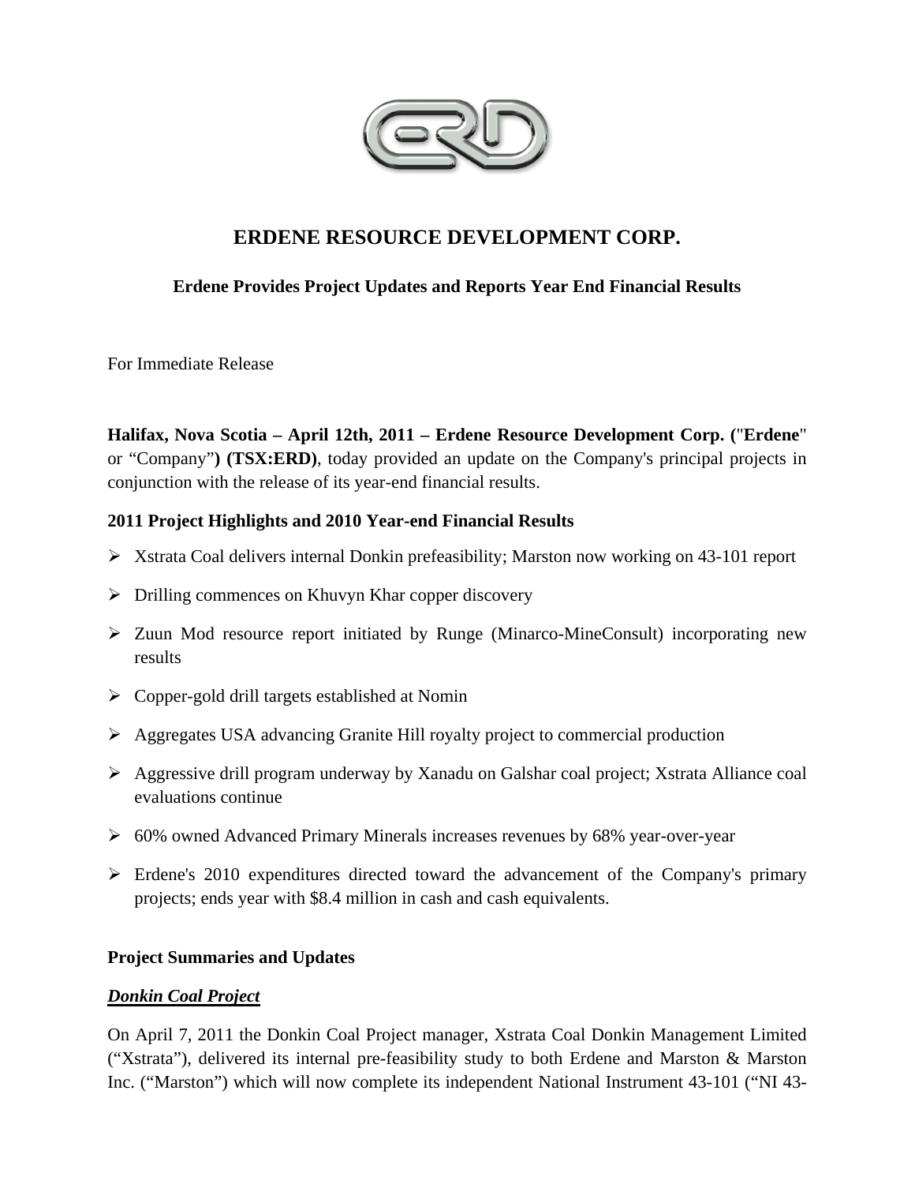# ERDENE RESOURCE DEVELOPMENT CORP.

## Erdene Provides Project Updates and Reports Year End Financial Results

For Immediate Release

**Halifax, Nova Scotia – April 12th, 2011 – Erdene Resource Development Corp. ("Erdene"** or "Company"**) (TSX:ERD)**, today provided an update on the Company's principal projects in conjunction with the release of its year-end financial results.

### 2011 Project Highlights and 2010 Year-end Financial Results

- Xstrata Coal delivers internal Donkin prefeasibility; Marston now working on 43-101 report
- Drilling commences on Khuvyn Khar copper discovery
- Zuun Mod resource report initiated by Runge (Minarco-MineConsult) incorporating new results
- Copper-gold drill targets established at Nomin
- Aggregates USA advancing Granite Hill royalty project to commercial production
- Aggressive drill program underway by Xanadu on Galshar coal project; Xstrata Alliance coal evaluations continue
- 60% owned Advanced Primary Minerals increases revenues by 68% year-over-year
- Erdene's 2010 expenditures directed toward the advancement of the Company's primary projects; ends year with $8.4 million in cash and cash equivalents.

### Project Summaries and Updates

***Donkin Coal Project***

On April 7, 2011 the Donkin Coal Project manager, Xstrata Coal Donkin Management Limited ("Xstrata"), delivered its internal pre-feasibility study to both Erdene and Marston & Marston Inc. ("Marston") which will now complete its independent National Instrument 43-101 ("NI 43-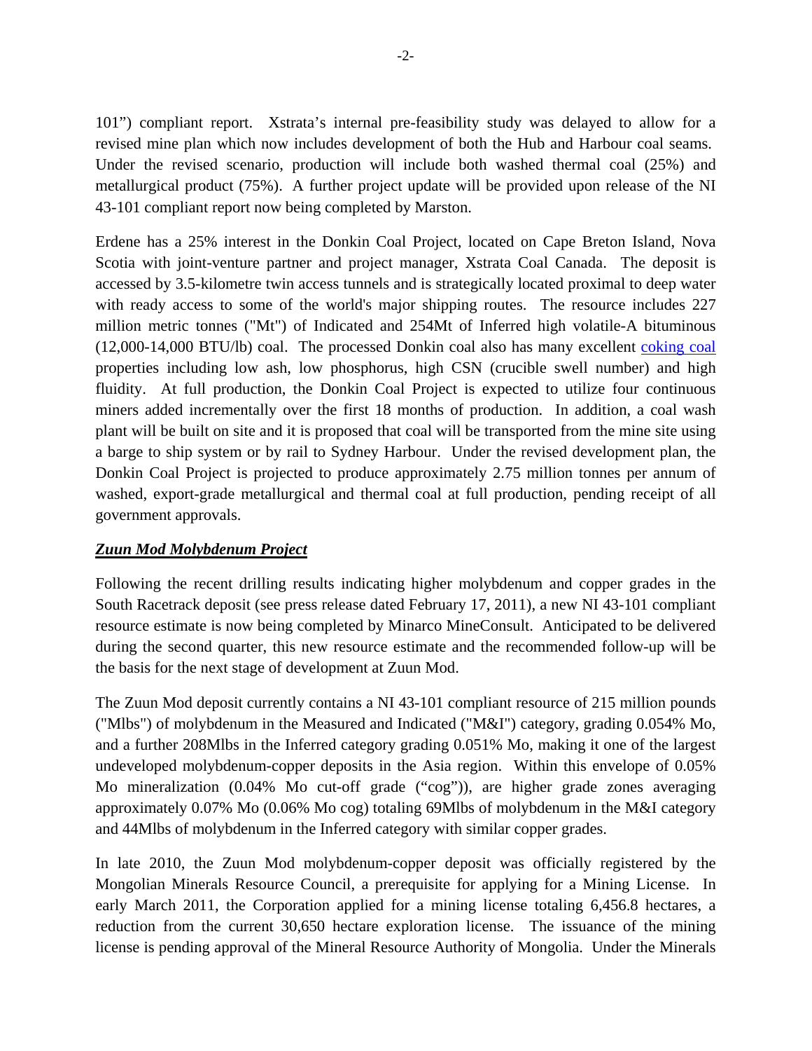101") compliant report. Xstrata's internal pre-feasibility study was delayed to allow for a revised mine plan which now includes development of both the Hub and Harbour coal seams. Under the revised scenario, production will include both washed thermal coal (25%) and metallurgical product (75%). A further project update will be provided upon release of the NI 43-101 compliant report now being completed by Marston.

Erdene has a 25% interest in the Donkin Coal Project, located on Cape Breton Island, Nova Scotia with joint-venture partner and project manager, Xstrata Coal Canada. The deposit is accessed by 3.5-kilometre twin access tunnels and is strategically located proximal to deep water with ready access to some of the world's major shipping routes. The resource includes 227 million metric tonnes ("Mt") of Indicated and 254Mt of Inferred high volatile-A bituminous (12,000-14,000 BTU/lb) coal. The processed Donkin coal also has many excellent coking coal properties including low ash, low phosphorus, high CSN (crucible swell number) and high fluidity. At full production, the Donkin Coal Project is expected to utilize four continuous miners added incrementally over the first 18 months of production. In addition, a coal wash plant will be built on site and it is proposed that coal will be transported from the mine site using a barge to ship system or by rail to Sydney Harbour. Under the revised development plan, the Donkin Coal Project is projected to produce approximately 2.75 million tonnes per annum of washed, export-grade metallurgical and thermal coal at full production, pending receipt of all government approvals.

***Zuun Mod Molybdenum Project***

Following the recent drilling results indicating higher molybdenum and copper grades in the South Racetrack deposit (see press release dated February 17, 2011), a new NI 43-101 compliant resource estimate is now being completed by Minarco MineConsult. Anticipated to be delivered during the second quarter, this new resource estimate and the recommended follow-up will be the basis for the next stage of development at Zuun Mod.

The Zuun Mod deposit currently contains a NI 43-101 compliant resource of 215 million pounds ("Mlbs") of molybdenum in the Measured and Indicated ("M&I") category, grading 0.054% Mo, and a further 208Mlbs in the Inferred category grading 0.051% Mo, making it one of the largest undeveloped molybdenum-copper deposits in the Asia region. Within this envelope of 0.05% Mo mineralization (0.04% Mo cut-off grade ("cog")), are higher grade zones averaging approximately 0.07% Mo (0.06% Mo cog) totaling 69Mlbs of molybdenum in the M&I category and 44Mlbs of molybdenum in the Inferred category with similar copper grades.

In late 2010, the Zuun Mod molybdenum-copper deposit was officially registered by the Mongolian Minerals Resource Council, a prerequisite for applying for a Mining License. In early March 2011, the Corporation applied for a mining license totaling 6,456.8 hectares, a reduction from the current 30,650 hectare exploration license. The issuance of the mining license is pending approval of the Mineral Resource Authority of Mongolia. Under the Minerals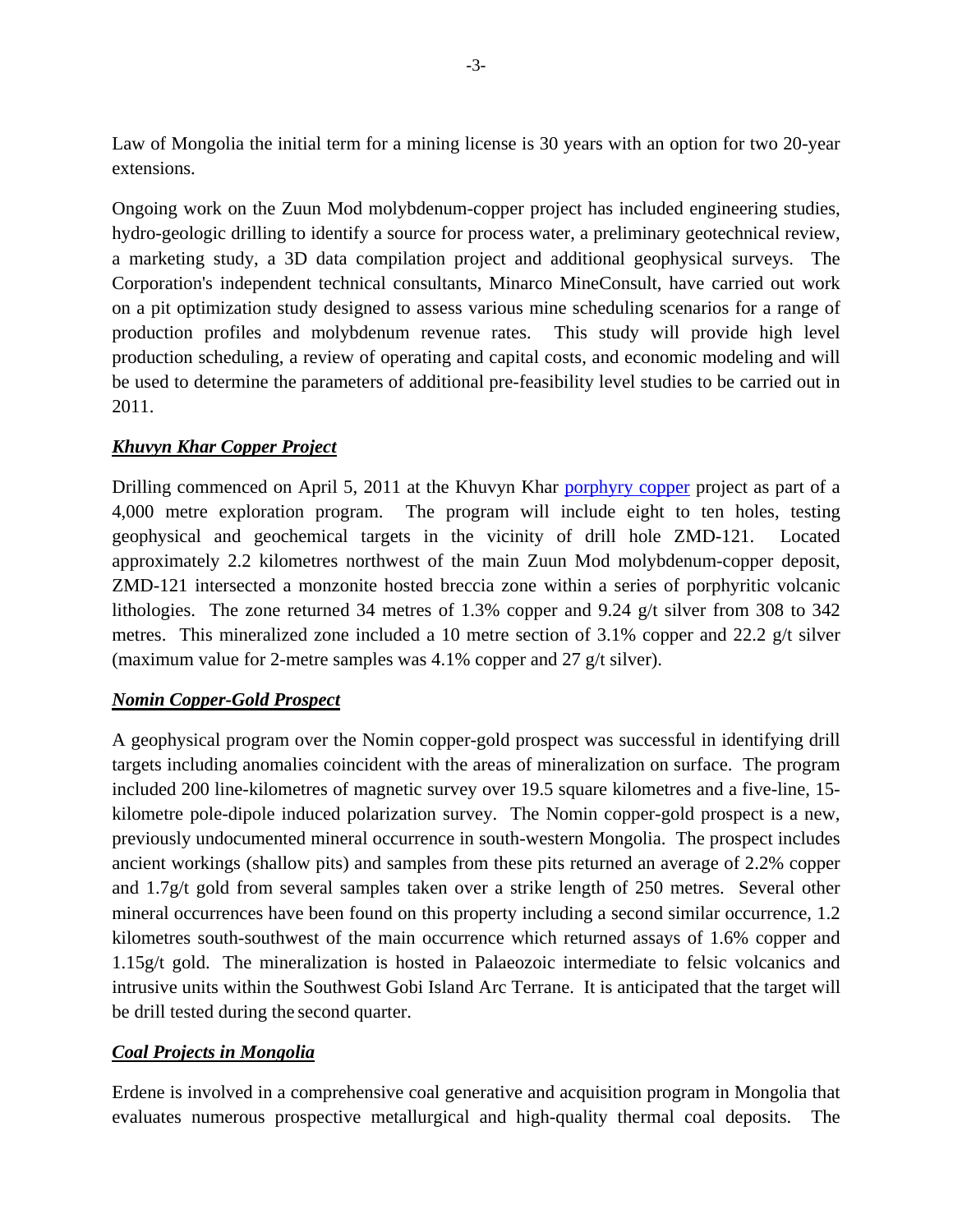Law of Mongolia the initial term for a mining license is 30 years with an option for two 20-year extensions.

Ongoing work on the Zuun Mod molybdenum-copper project has included engineering studies, hydro-geologic drilling to identify a source for process water, a preliminary geotechnical review, a marketing study, a 3D data compilation project and additional geophysical surveys. The Corporation's independent technical consultants, Minarco MineConsult, have carried out work on a pit optimization study designed to assess various mine scheduling scenarios for a range of production profiles and molybdenum revenue rates. This study will provide high level production scheduling, a review of operating and capital costs, and economic modeling and will be used to determine the parameters of additional pre-feasibility level studies to be carried out in 2011.

***Khuvyn Khar Copper Project***

Drilling commenced on April 5, 2011 at the Khuvyn Khar porphyry copper project as part of a 4,000 metre exploration program. The program will include eight to ten holes, testing geophysical and geochemical targets in the vicinity of drill hole ZMD-121. Located approximately 2.2 kilometres northwest of the main Zuun Mod molybdenum-copper deposit, ZMD-121 intersected a monzonite hosted breccia zone within a series of porphyritic volcanic lithologies. The zone returned 34 metres of 1.3% copper and 9.24 g/t silver from 308 to 342 metres. This mineralized zone included a 10 metre section of 3.1% copper and 22.2 g/t silver (maximum value for 2-metre samples was 4.1% copper and 27 g/t silver).

***Nomin Copper-Gold Prospect***

A geophysical program over the Nomin copper-gold prospect was successful in identifying drill targets including anomalies coincident with the areas of mineralization on surface. The program included 200 line-kilometres of magnetic survey over 19.5 square kilometres and a five-line, 15-kilometre pole-dipole induced polarization survey. The Nomin copper-gold prospect is a new, previously undocumented mineral occurrence in south-western Mongolia. The prospect includes ancient workings (shallow pits) and samples from these pits returned an average of 2.2% copper and 1.7g/t gold from several samples taken over a strike length of 250 metres. Several other mineral occurrences have been found on this property including a second similar occurrence, 1.2 kilometres south-southwest of the main occurrence which returned assays of 1.6% copper and 1.15g/t gold. The mineralization is hosted in Palaeozoic intermediate to felsic volcanics and intrusive units within the Southwest Gobi Island Arc Terrane. It is anticipated that the target will be drill tested during the second quarter.

***Coal Projects in Mongolia***

Erdene is involved in a comprehensive coal generative and acquisition program in Mongolia that evaluates numerous prospective metallurgical and high-quality thermal coal deposits. The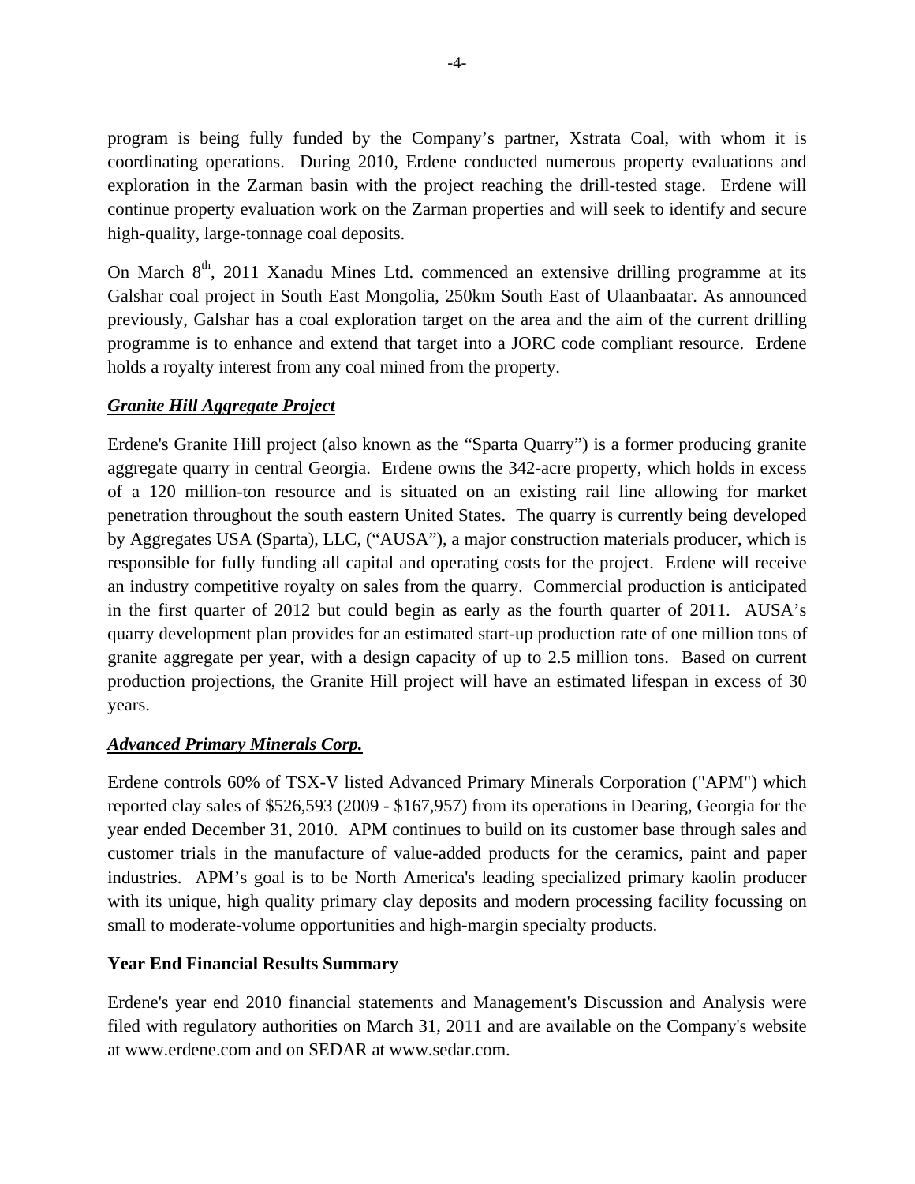program is being fully funded by the Company's partner, Xstrata Coal, with whom it is coordinating operations. During 2010, Erdene conducted numerous property evaluations and exploration in the Zarman basin with the project reaching the drill-tested stage. Erdene will continue property evaluation work on the Zarman properties and will seek to identify and secure high-quality, large-tonnage coal deposits.

On March 8th, 2011 Xanadu Mines Ltd. commenced an extensive drilling programme at its Galshar coal project in South East Mongolia, 250km South East of Ulaanbaatar. As announced previously, Galshar has a coal exploration target on the area and the aim of the current drilling programme is to enhance and extend that target into a JORC code compliant resource. Erdene holds a royalty interest from any coal mined from the property.

***Granite Hill Aggregate Project***

Erdene's Granite Hill project (also known as the "Sparta Quarry") is a former producing granite aggregate quarry in central Georgia. Erdene owns the 342-acre property, which holds in excess of a 120 million-ton resource and is situated on an existing rail line allowing for market penetration throughout the south eastern United States. The quarry is currently being developed by Aggregates USA (Sparta), LLC, ("AUSA"), a major construction materials producer, which is responsible for fully funding all capital and operating costs for the project. Erdene will receive an industry competitive royalty on sales from the quarry. Commercial production is anticipated in the first quarter of 2012 but could begin as early as the fourth quarter of 2011. AUSA's quarry development plan provides for an estimated start-up production rate of one million tons of granite aggregate per year, with a design capacity of up to 2.5 million tons. Based on current production projections, the Granite Hill project will have an estimated lifespan in excess of 30 years.

***Advanced Primary Minerals Corp.***

Erdene controls 60% of TSX-V listed Advanced Primary Minerals Corporation ("APM") which reported clay sales of $526,593 (2009 - $167,957) from its operations in Dearing, Georgia for the year ended December 31, 2010. APM continues to build on its customer base through sales and customer trials in the manufacture of value-added products for the ceramics, paint and paper industries. APM's goal is to be North America's leading specialized primary kaolin producer with its unique, high quality primary clay deposits and modern processing facility focussing on small to moderate-volume opportunities and high-margin specialty products.

**Year End Financial Results Summary**

Erdene's year end 2010 financial statements and Management's Discussion and Analysis were filed with regulatory authorities on March 31, 2011 and are available on the Company's website at www.erdene.com and on SEDAR at www.sedar.com.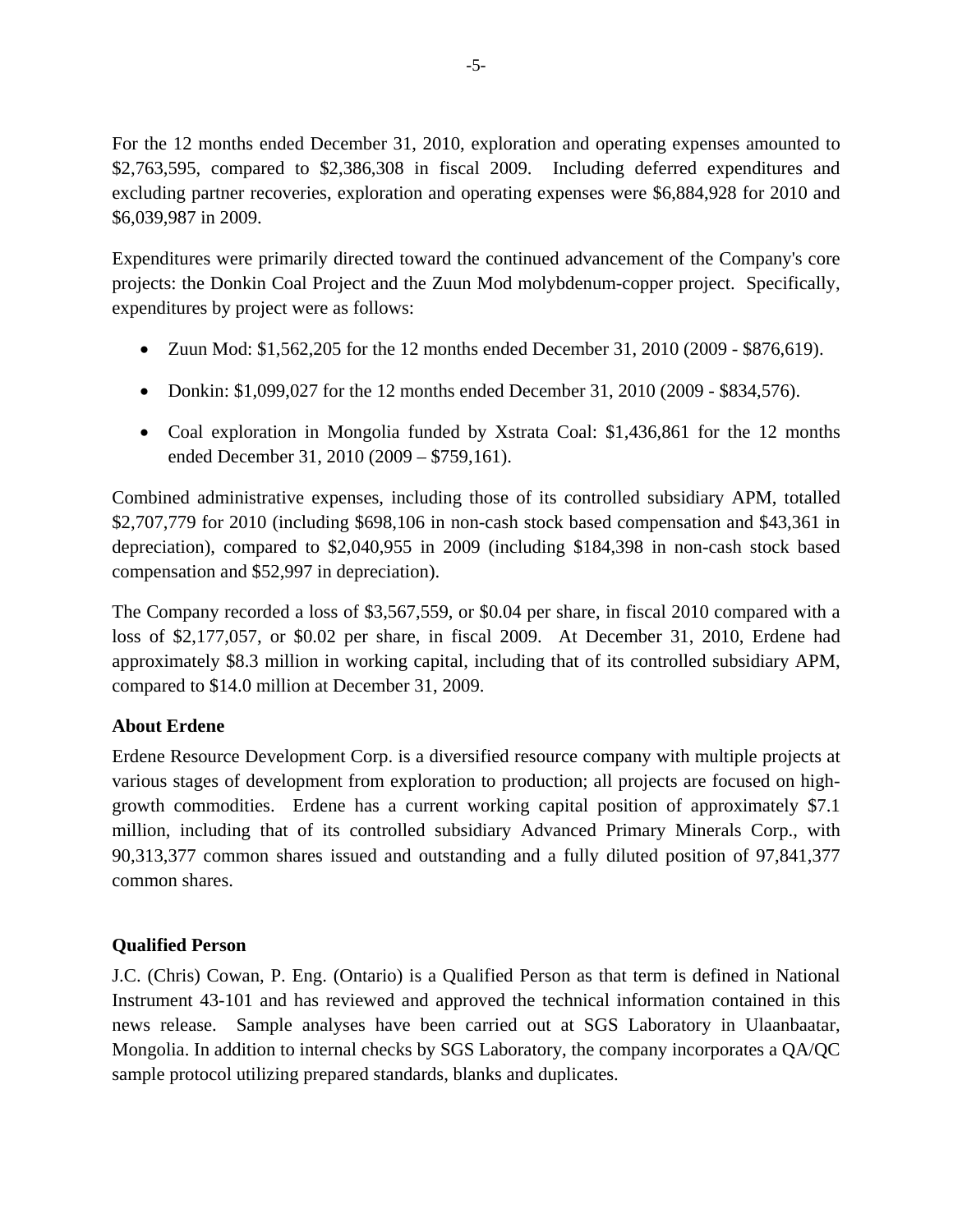For the 12 months ended December 31, 2010, exploration and operating expenses amounted to $2,763,595, compared to $2,386,308 in fiscal 2009. Including deferred expenditures and excluding partner recoveries, exploration and operating expenses were $6,884,928 for 2010 and $6,039,987 in 2009.

Expenditures were primarily directed toward the continued advancement of the Company's core projects: the Donkin Coal Project and the Zuun Mod molybdenum-copper project. Specifically, expenditures by project were as follows:

- Zuun Mod: $1,562,205 for the 12 months ended December 31, 2010 (2009 - $876,619).
- Donkin: $1,099,027 for the 12 months ended December 31, 2010 (2009 - $834,576).
- Coal exploration in Mongolia funded by Xstrata Coal: $1,436,861 for the 12 months ended December 31, 2010 (2009 – $759,161).

Combined administrative expenses, including those of its controlled subsidiary APM, totalled $2,707,779 for 2010 (including $698,106 in non-cash stock based compensation and $43,361 in depreciation), compared to $2,040,955 in 2009 (including $184,398 in non-cash stock based compensation and $52,997 in depreciation).

The Company recorded a loss of $3,567,559, or $0.04 per share, in fiscal 2010 compared with a loss of $2,177,057, or $0.02 per share, in fiscal 2009. At December 31, 2010, Erdene had approximately $8.3 million in working capital, including that of its controlled subsidiary APM, compared to $14.0 million at December 31, 2009.

**About Erdene**

Erdene Resource Development Corp. is a diversified resource company with multiple projects at various stages of development from exploration to production; all projects are focused on high-growth commodities. Erdene has a current working capital position of approximately $7.1 million, including that of its controlled subsidiary Advanced Primary Minerals Corp., with 90,313,377 common shares issued and outstanding and a fully diluted position of 97,841,377 common shares.

**Qualified Person**

J.C. (Chris) Cowan, P. Eng. (Ontario) is a Qualified Person as that term is defined in National Instrument 43-101 and has reviewed and approved the technical information contained in this news release. Sample analyses have been carried out at SGS Laboratory in Ulaanbaatar, Mongolia. In addition to internal checks by SGS Laboratory, the company incorporates a QA/QC sample protocol utilizing prepared standards, blanks and duplicates.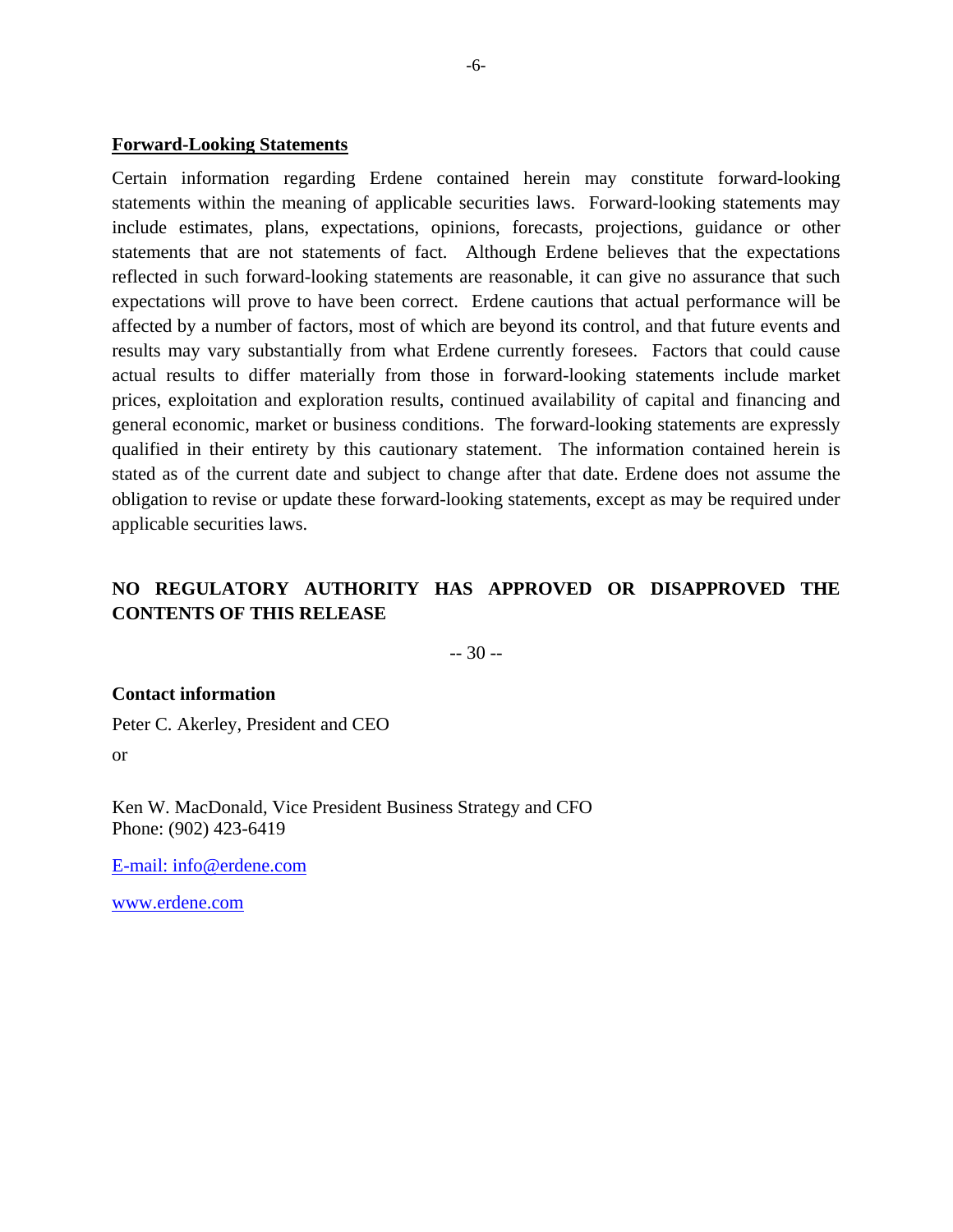## Forward-Looking Statements

Certain information regarding Erdene contained herein may constitute forward-looking statements within the meaning of applicable securities laws. Forward-looking statements may include estimates, plans, expectations, opinions, forecasts, projections, guidance or other statements that are not statements of fact. Although Erdene believes that the expectations reflected in such forward-looking statements are reasonable, it can give no assurance that such expectations will prove to have been correct. Erdene cautions that actual performance will be affected by a number of factors, most of which are beyond its control, and that future events and results may vary substantially from what Erdene currently foresees. Factors that could cause actual results to differ materially from those in forward-looking statements include market prices, exploitation and exploration results, continued availability of capital and financing and general economic, market or business conditions. The forward-looking statements are expressly qualified in their entirety by this cautionary statement. The information contained herein is stated as of the current date and subject to change after that date. Erdene does not assume the obligation to revise or update these forward-looking statements, except as may be required under applicable securities laws.

**NO REGULATORY AUTHORITY HAS APPROVED OR DISAPPROVED THE CONTENTS OF THIS RELEASE**

-- 30 --

**Contact information**

Peter C. Akerley, President and CEO

or

Ken W. MacDonald, Vice President Business Strategy and CFO
Phone: (902) 423-6419

E-mail: info@erdene.com

www.erdene.com